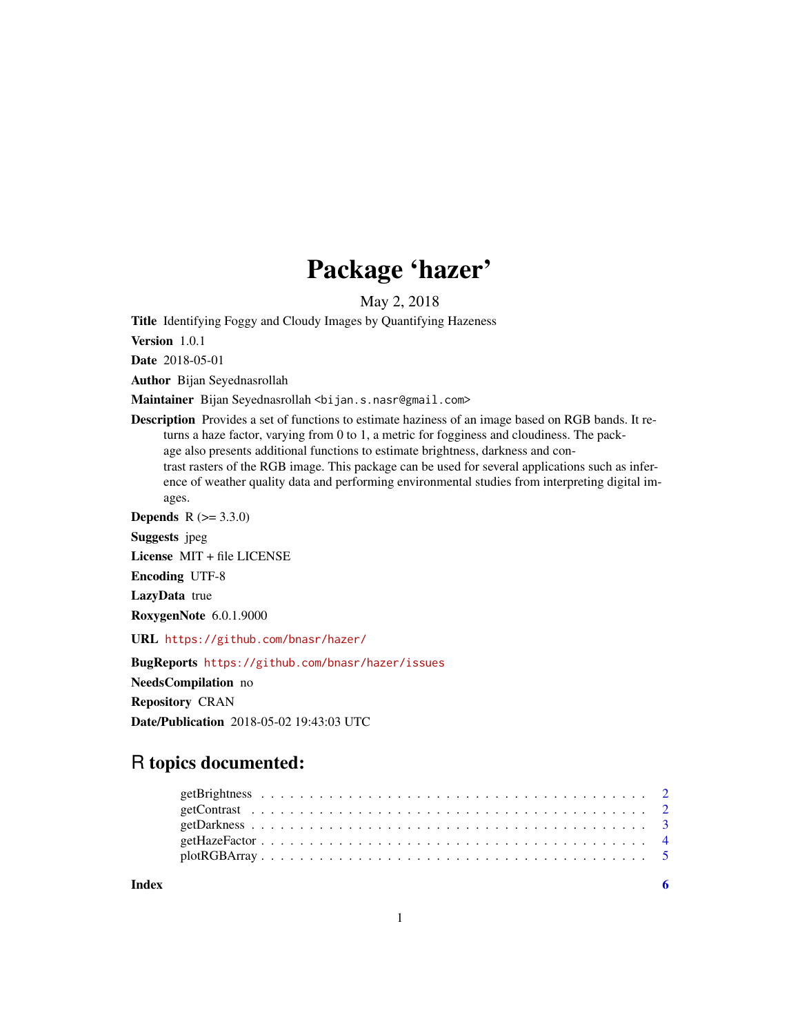# Package 'hazer'

May 2, 2018

**Title** Identifying Foggy and Cloudy Images by Quantifying Hazeness

**Version** 1.0.1

**Date** 2018-05-01

**Author** Bijan Seyednasrollah

**Maintainer** Bijan Seyednasrollah <bijan.s.nasr@gmail.com>

**Description** Provides a set of functions to estimate haziness of an image based on RGB bands. It returns a haze factor, varying from 0 to 1, a metric for fogginess and cloudiness. The package also presents additional functions to estimate brightness, darkness and contrast rasters of the RGB image. This package can be used for several applications such as inference of weather quality data and performing environmental studies from interpreting digital images.

**Depends** R (>= 3.3.0)

**Suggests** jpeg

**License** MIT + file LICENSE

**Encoding** UTF-8

**LazyData** true

**RoxygenNote** 6.0.1.9000

**URL** https://github.com/bnasr/hazer/

**BugReports** https://github.com/bnasr/hazer/issues

**NeedsCompilation** no

**Repository** CRAN

**Date/Publication** 2018-05-02 19:43:03 UTC

## R topics documented:

- getBrightness . . . . . . . . . . . . . . . . . . . . . . . . . . . . . . . . . . . . . . . . 2
- getContrast . . . . . . . . . . . . . . . . . . . . . . . . . . . . . . . . . . . . . . . . 2
- getDarkness . . . . . . . . . . . . . . . . . . . . . . . . . . . . . . . . . . . . . . . . 3
- getHazeFactor . . . . . . . . . . . . . . . . . . . . . . . . . . . . . . . . . . . . . . . 4
- plotRGBArray . . . . . . . . . . . . . . . . . . . . . . . . . . . . . . . . . . . . . . . 5

**Index** **6**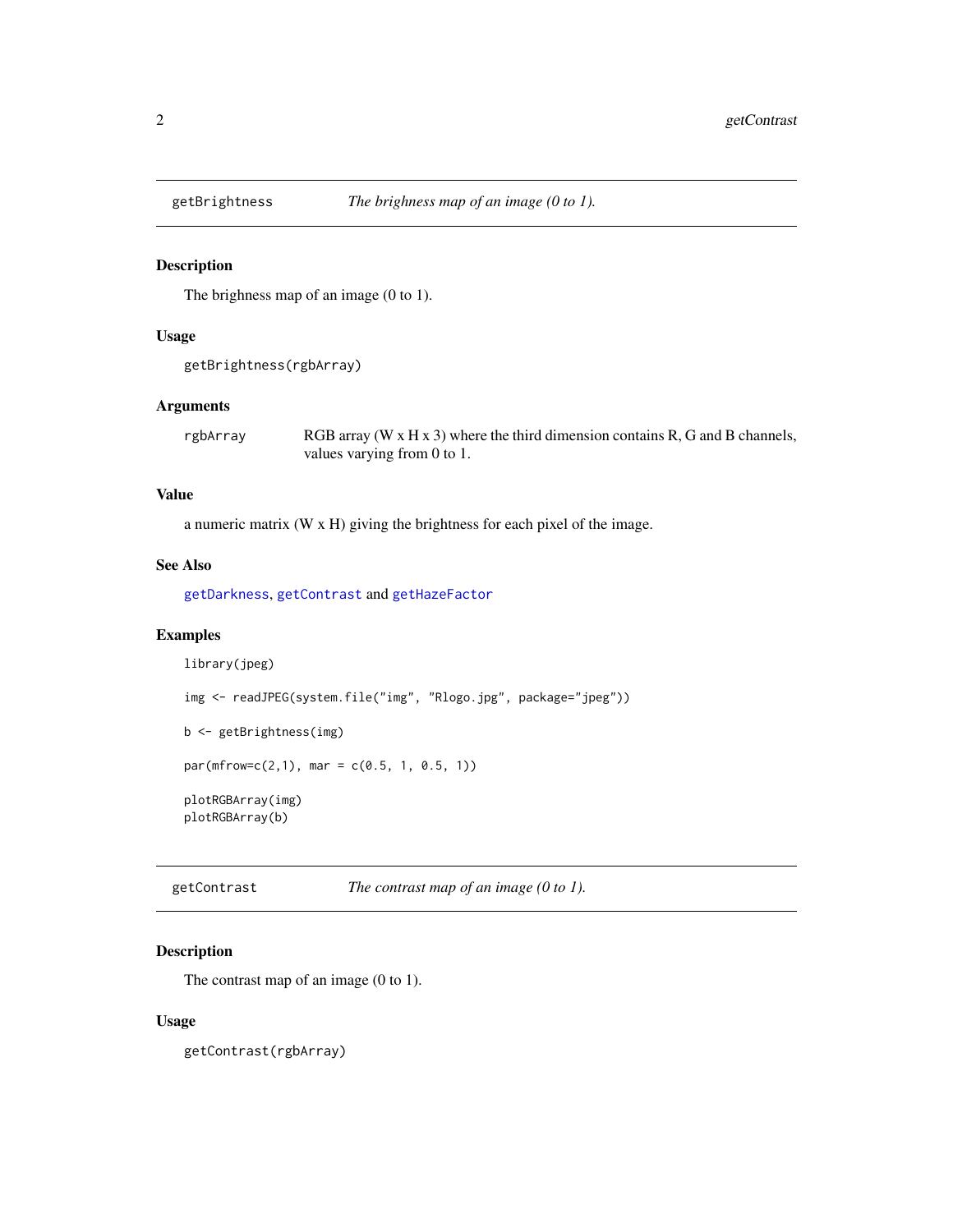## getBrightness — *The brighness map of an image (0 to 1).*

### Description

The brighness map of an image (0 to 1).

### Usage

```
getBrightness(rgbArray)
```

### Arguments

| | |
|---|---|
| `rgbArray` | RGB array (W x H x 3) where the third dimension contains R, G and B channels, values varying from 0 to 1. |

### Value

a numeric matrix (W x H) giving the brightness for each pixel of the image.

### See Also

`getDarkness`, `getContrast` and `getHazeFactor`

### Examples

```
library(jpeg)

img <- readJPEG(system.file("img", "Rlogo.jpg", package="jpeg"))

b <- getBrightness(img)

par(mfrow=c(2,1), mar = c(0.5, 1, 0.5, 1))

plotRGBArray(img)
plotRGBArray(b)
```

## getContrast — *The contrast map of an image (0 to 1).*

### Description

The contrast map of an image (0 to 1).

### Usage

```
getContrast(rgbArray)
```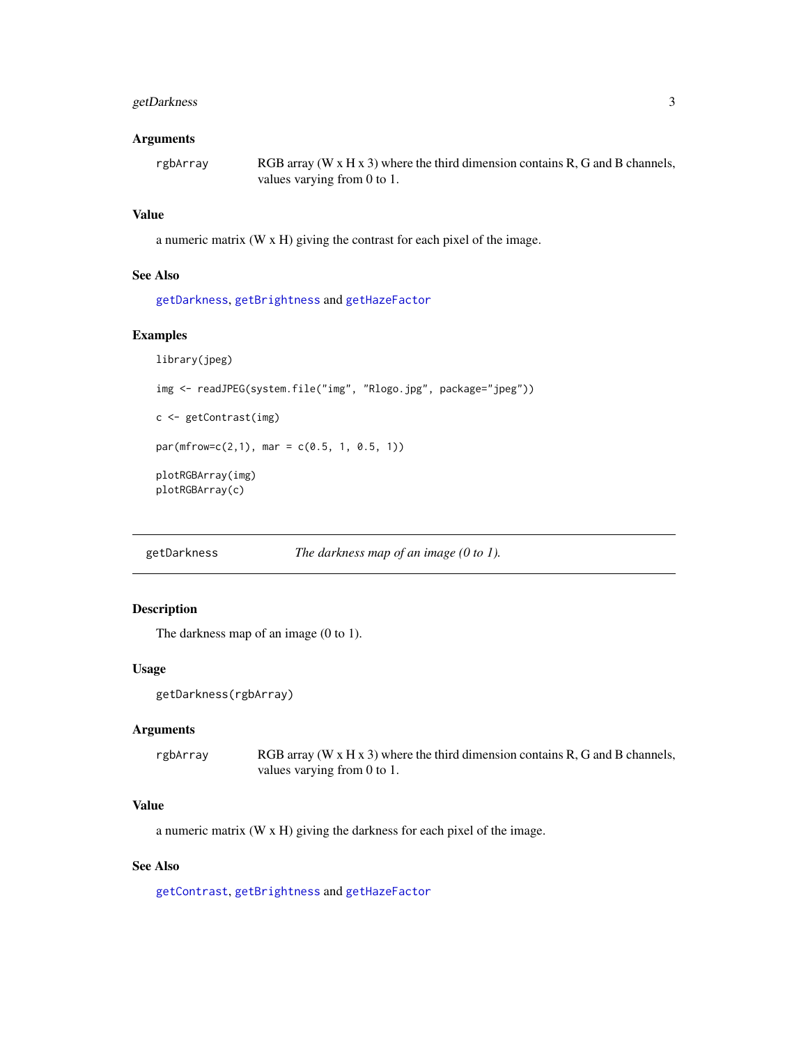### Arguments

`rgbArray` RGB array (W x H x 3) where the third dimension contains R, G and B channels, values varying from 0 to 1.

### Value

a numeric matrix (W x H) giving the contrast for each pixel of the image.

### See Also

`getDarkness`, `getBrightness` and `getHazeFactor`

### Examples

```
library(jpeg)

img <- readJPEG(system.file("img", "Rlogo.jpg", package="jpeg"))

c <- getContrast(img)

par(mfrow=c(2,1), mar = c(0.5, 1, 0.5, 1))

plotRGBArray(img)
plotRGBArray(c)
```

---

## getDarkness *The darkness map of an image (0 to 1).*

---

### Description

The darkness map of an image (0 to 1).

### Usage

```
getDarkness(rgbArray)
```

### Arguments

`rgbArray` RGB array (W x H x 3) where the third dimension contains R, G and B channels, values varying from 0 to 1.

### Value

a numeric matrix (W x H) giving the darkness for each pixel of the image.

### See Also

`getContrast`, `getBrightness` and `getHazeFactor`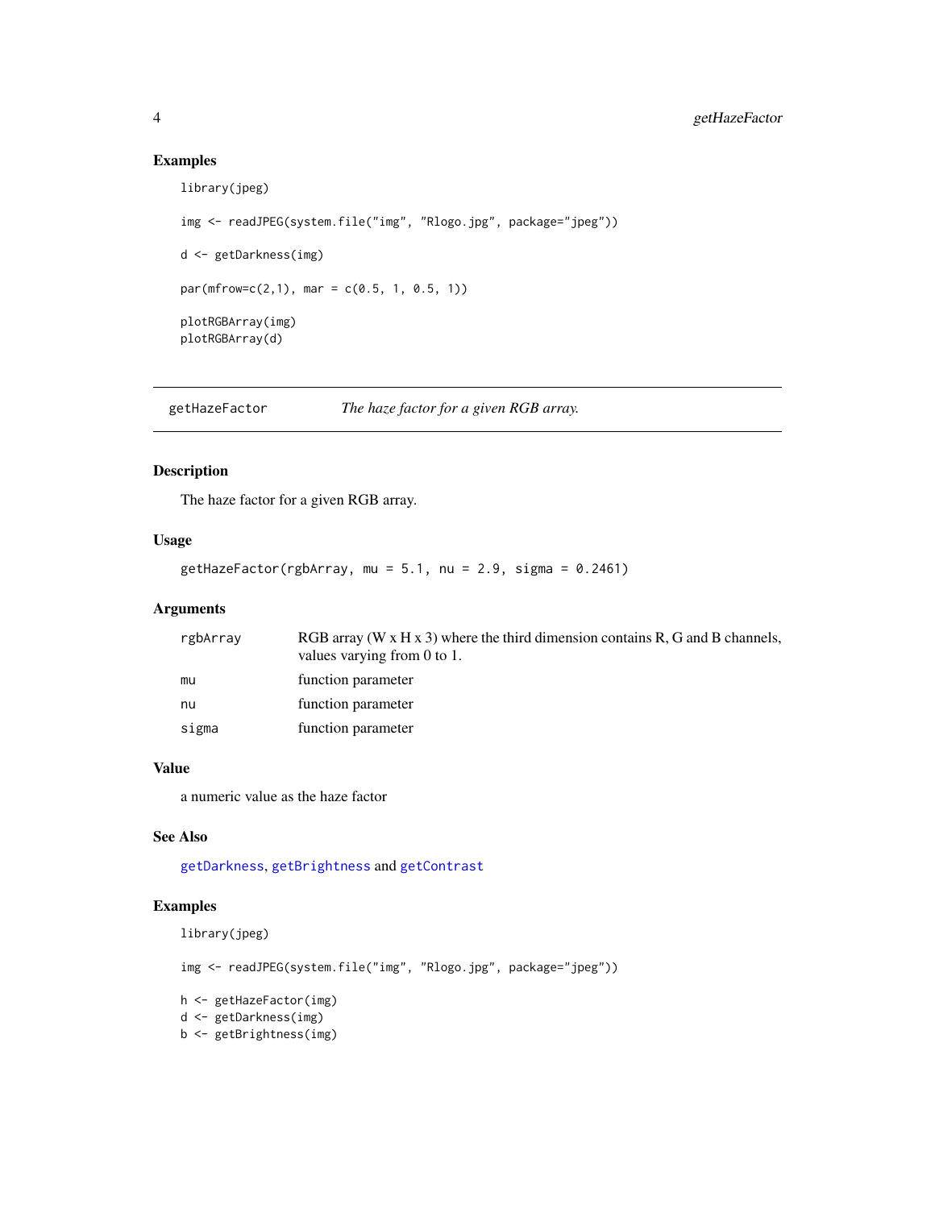### Examples

```
library(jpeg)

img <- readJPEG(system.file("img", "Rlogo.jpg", package="jpeg"))

d <- getDarkness(img)

par(mfrow=c(2,1), mar = c(0.5, 1, 0.5, 1))

plotRGBArray(img)
plotRGBArray(d)
```

---

## getHazeFactor — *The haze factor for a given RGB array.*

---

### Description

The haze factor for a given RGB array.

### Usage

```
getHazeFactor(rgbArray, mu = 5.1, nu = 2.9, sigma = 0.2461)
```

### Arguments

| | |
|---|---|
| `rgbArray` | RGB array (W x H x 3) where the third dimension contains R, G and B channels, values varying from 0 to 1. |
| `mu` | function parameter |
| `nu` | function parameter |
| `sigma` | function parameter |

### Value

a numeric value as the haze factor

### See Also

`getDarkness`, `getBrightness` and `getContrast`

### Examples

```
library(jpeg)

img <- readJPEG(system.file("img", "Rlogo.jpg", package="jpeg"))

h <- getHazeFactor(img)
d <- getDarkness(img)
b <- getBrightness(img)
```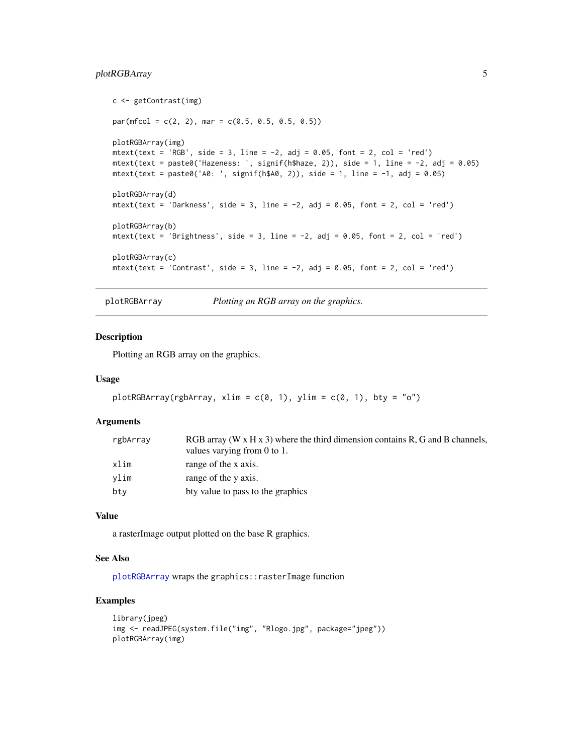```
c <- getContrast(img)

par(mfcol = c(2, 2), mar = c(0.5, 0.5, 0.5, 0.5))

plotRGBArray(img)
mtext(text = 'RGB', side = 3, line = -2, adj = 0.05, font = 2, col = 'red')
mtext(text = paste0('Hazeness: ', signif(h$haze, 2)), side = 1, line = -2, adj = 0.05)
mtext(text = paste0('A0: ', signif(h$A0, 2)), side = 1, line = -1, adj = 0.05)

plotRGBArray(d)
mtext(text = 'Darkness', side = 3, line = -2, adj = 0.05, font = 2, col = 'red')

plotRGBArray(b)
mtext(text = 'Brightness', side = 3, line = -2, adj = 0.05, font = 2, col = 'red')

plotRGBArray(c)
mtext(text = 'Contrast', side = 3, line = -2, adj = 0.05, font = 2, col = 'red')
```

---

## plotRGBArray — *Plotting an RGB array on the graphics.*

---

### Description

Plotting an RGB array on the graphics.

### Usage

```
plotRGBArray(rgbArray, xlim = c(0, 1), ylim = c(0, 1), bty = "o")
```

### Arguments

| | |
|---|---|
| rgbArray | RGB array (W x H x 3) where the third dimension contains R, G and B channels, values varying from 0 to 1. |
| xlim | range of the x axis. |
| ylim | range of the y axis. |
| bty | bty value to pass to the graphics |

### Value

a rasterImage output plotted on the base R graphics.

### See Also

`plotRGBArray` wraps the `graphics::rasterImage` function

### Examples

```
library(jpeg)
img <- readJPEG(system.file("img", "Rlogo.jpg", package="jpeg"))
plotRGBArray(img)
```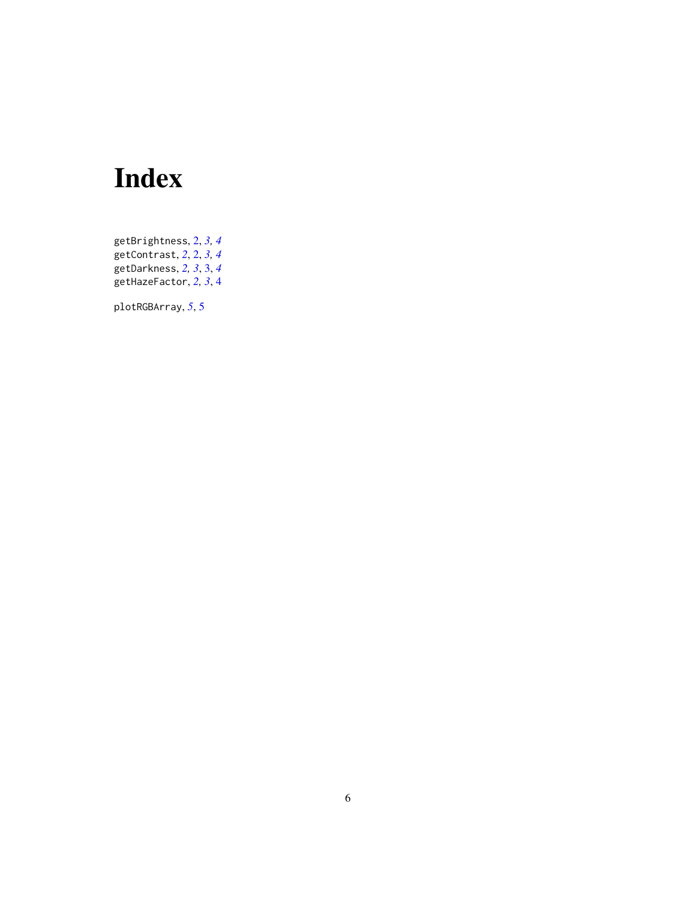# Index

getBrightness, 2, *3, 4*
getContrast, *2*, 2, *3, 4*
getDarkness, *2, 3*, 3, *4*
getHazeFactor, *2, 3*, 4

plotRGBArray, *5*, 5